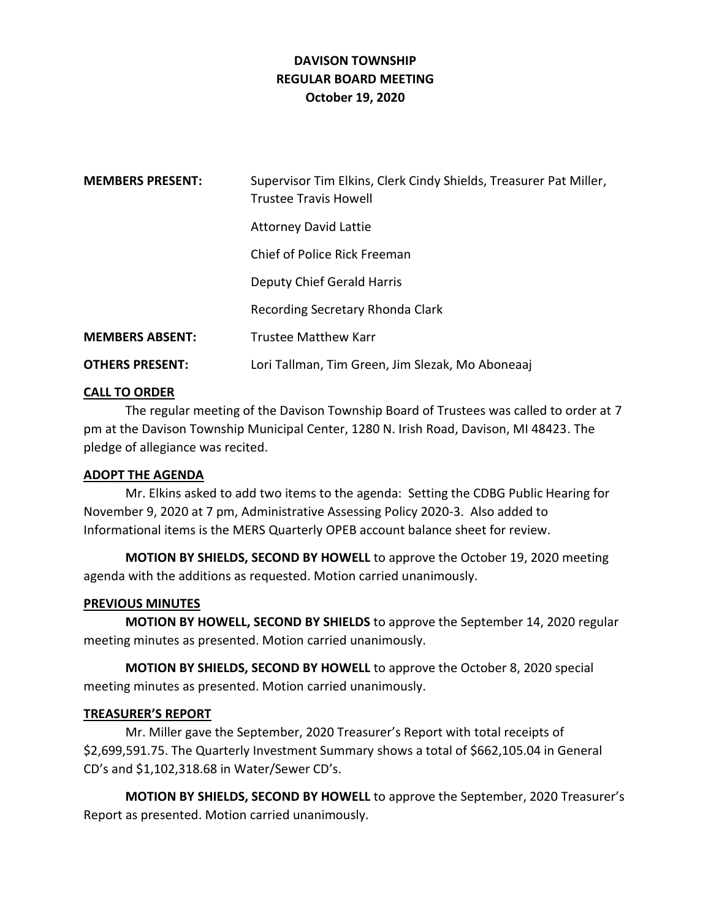# DAVISON TOWNSHIP
## REGULAR BOARD MEETING
### October 19, 2020

| | |
|---|---|
| **MEMBERS PRESENT:** | Supervisor Tim Elkins, Clerk Cindy Shields, Treasurer Pat Miller, Trustee Travis Howell |
| | Attorney David Lattie |
| | Chief of Police Rick Freeman |
| | Deputy Chief Gerald Harris |
| | Recording Secretary Rhonda Clark |
| **MEMBERS ABSENT:** | Trustee Matthew Karr |
| **OTHERS PRESENT:** | Lori Tallman, Tim Green, Jim Slezak, Mo Aboneaaj |

**CALL TO ORDER**

The regular meeting of the Davison Township Board of Trustees was called to order at 7 pm at the Davison Township Municipal Center, 1280 N. Irish Road, Davison, MI 48423. The pledge of allegiance was recited.

**ADOPT THE AGENDA**

Mr. Elkins asked to add two items to the agenda: Setting the CDBG Public Hearing for November 9, 2020 at 7 pm, Administrative Assessing Policy 2020-3. Also added to Informational items is the MERS Quarterly OPEB account balance sheet for review.

**MOTION BY SHIELDS, SECOND BY HOWELL** to approve the October 19, 2020 meeting agenda with the additions as requested. Motion carried unanimously.

**PREVIOUS MINUTES**

**MOTION BY HOWELL, SECOND BY SHIELDS** to approve the September 14, 2020 regular meeting minutes as presented. Motion carried unanimously.

**MOTION BY SHIELDS, SECOND BY HOWELL** to approve the October 8, 2020 special meeting minutes as presented. Motion carried unanimously.

**TREASURER'S REPORT**

Mr. Miller gave the September, 2020 Treasurer's Report with total receipts of $2,699,591.75. The Quarterly Investment Summary shows a total of $662,105.04 in General CD's and $1,102,318.68 in Water/Sewer CD's.

**MOTION BY SHIELDS, SECOND BY HOWELL** to approve the September, 2020 Treasurer's Report as presented. Motion carried unanimously.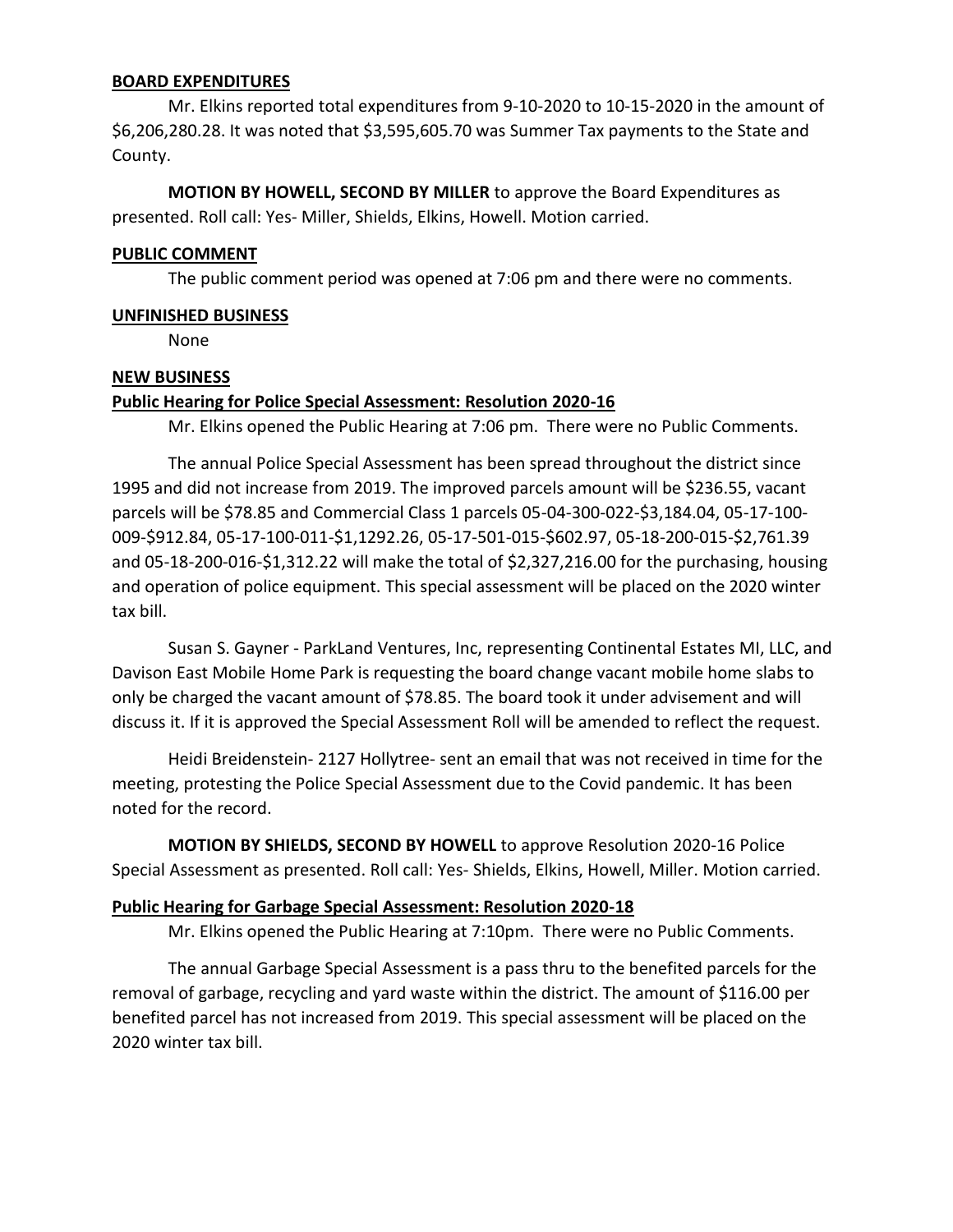**BOARD EXPENDITURES**

Mr. Elkins reported total expenditures from 9-10-2020 to 10-15-2020 in the amount of $6,206,280.28. It was noted that $3,595,605.70 was Summer Tax payments to the State and County.

**MOTION BY HOWELL, SECOND BY MILLER** to approve the Board Expenditures as presented. Roll call: Yes- Miller, Shields, Elkins, Howell. Motion carried.

**PUBLIC COMMENT**

The public comment period was opened at 7:06 pm and there were no comments.

**UNFINISHED BUSINESS**

None

**NEW BUSINESS**

**Public Hearing for Police Special Assessment: Resolution 2020-16**

Mr. Elkins opened the Public Hearing at 7:06 pm. There were no Public Comments.

The annual Police Special Assessment has been spread throughout the district since 1995 and did not increase from 2019. The improved parcels amount will be $236.55, vacant parcels will be $78.85 and Commercial Class 1 parcels 05-04-300-022-$3,184.04, 05-17-100-009-$912.84, 05-17-100-011-$1,1292.26, 05-17-501-015-$602.97, 05-18-200-015-$2,761.39 and 05-18-200-016-$1,312.22 will make the total of $2,327,216.00 for the purchasing, housing and operation of police equipment. This special assessment will be placed on the 2020 winter tax bill.

Susan S. Gayner - ParkLand Ventures, Inc, representing Continental Estates MI, LLC, and Davison East Mobile Home Park is requesting the board change vacant mobile home slabs to only be charged the vacant amount of $78.85. The board took it under advisement and will discuss it. If it is approved the Special Assessment Roll will be amended to reflect the request.

Heidi Breidenstein- 2127 Hollytree- sent an email that was not received in time for the meeting, protesting the Police Special Assessment due to the Covid pandemic. It has been noted for the record.

**MOTION BY SHIELDS, SECOND BY HOWELL** to approve Resolution 2020-16 Police Special Assessment as presented. Roll call: Yes- Shields, Elkins, Howell, Miller. Motion carried.

**Public Hearing for Garbage Special Assessment: Resolution 2020-18**

Mr. Elkins opened the Public Hearing at 7:10pm. There were no Public Comments.

The annual Garbage Special Assessment is a pass thru to the benefited parcels for the removal of garbage, recycling and yard waste within the district. The amount of $116.00 per benefited parcel has not increased from 2019. This special assessment will be placed on the 2020 winter tax bill.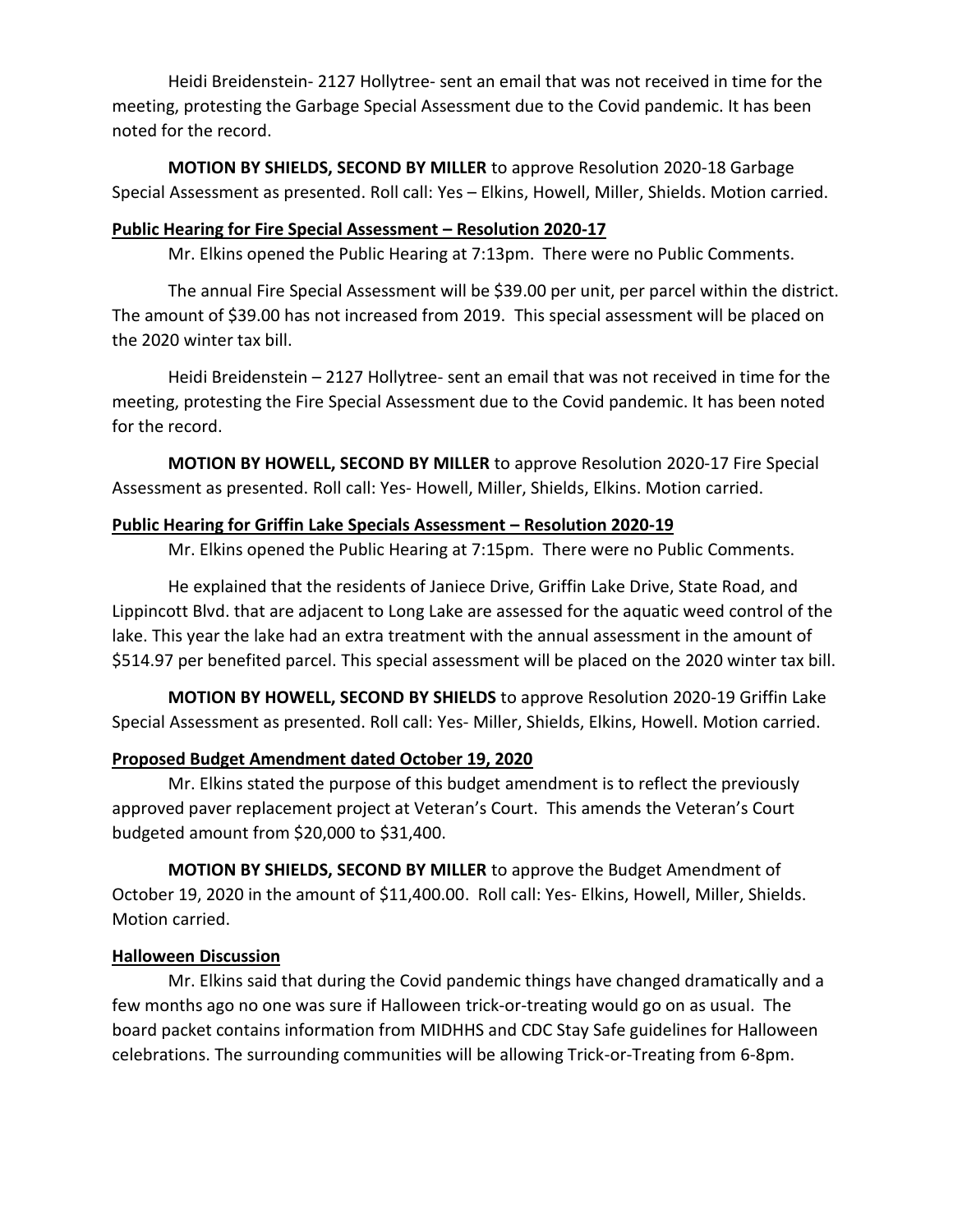Heidi Breidenstein- 2127 Hollytree- sent an email that was not received in time for the meeting, protesting the Garbage Special Assessment due to the Covid pandemic. It has been noted for the record.

**MOTION BY SHIELDS, SECOND BY MILLER** to approve Resolution 2020-18 Garbage Special Assessment as presented. Roll call: Yes – Elkins, Howell, Miller, Shields. Motion carried.

**Public Hearing for Fire Special Assessment – Resolution 2020-17**

Mr. Elkins opened the Public Hearing at 7:13pm. There were no Public Comments.

The annual Fire Special Assessment will be $39.00 per unit, per parcel within the district. The amount of $39.00 has not increased from 2019. This special assessment will be placed on the 2020 winter tax bill.

Heidi Breidenstein – 2127 Hollytree- sent an email that was not received in time for the meeting, protesting the Fire Special Assessment due to the Covid pandemic. It has been noted for the record.

**MOTION BY HOWELL, SECOND BY MILLER** to approve Resolution 2020-17 Fire Special Assessment as presented. Roll call: Yes- Howell, Miller, Shields, Elkins. Motion carried.

**Public Hearing for Griffin Lake Specials Assessment – Resolution 2020-19**

Mr. Elkins opened the Public Hearing at 7:15pm. There were no Public Comments.

He explained that the residents of Janiece Drive, Griffin Lake Drive, State Road, and Lippincott Blvd. that are adjacent to Long Lake are assessed for the aquatic weed control of the lake. This year the lake had an extra treatment with the annual assessment in the amount of $514.97 per benefited parcel. This special assessment will be placed on the 2020 winter tax bill.

**MOTION BY HOWELL, SECOND BY SHIELDS** to approve Resolution 2020-19 Griffin Lake Special Assessment as presented. Roll call: Yes- Miller, Shields, Elkins, Howell. Motion carried.

**Proposed Budget Amendment dated October 19, 2020**

Mr. Elkins stated the purpose of this budget amendment is to reflect the previously approved paver replacement project at Veteran's Court. This amends the Veteran's Court budgeted amount from $20,000 to $31,400.

**MOTION BY SHIELDS, SECOND BY MILLER** to approve the Budget Amendment of October 19, 2020 in the amount of $11,400.00. Roll call: Yes- Elkins, Howell, Miller, Shields. Motion carried.

**Halloween Discussion**

Mr. Elkins said that during the Covid pandemic things have changed dramatically and a few months ago no one was sure if Halloween trick-or-treating would go on as usual. The board packet contains information from MIDHHS and CDC Stay Safe guidelines for Halloween celebrations. The surrounding communities will be allowing Trick-or-Treating from 6-8pm.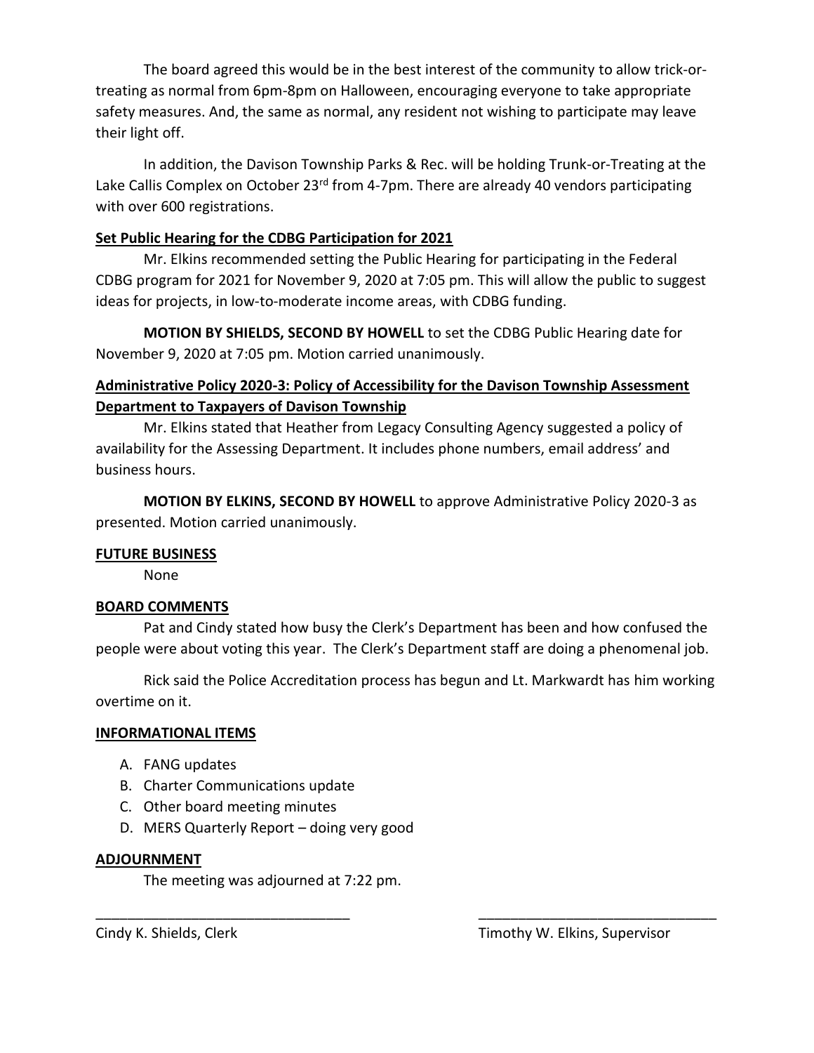The board agreed this would be in the best interest of the community to allow trick-or-treating as normal from 6pm-8pm on Halloween, encouraging everyone to take appropriate safety measures. And, the same as normal, any resident not wishing to participate may leave their light off.

In addition, the Davison Township Parks & Rec. will be holding Trunk-or-Treating at the Lake Callis Complex on October 23rd from 4-7pm. There are already 40 vendors participating with over 600 registrations.

**Set Public Hearing for the CDBG Participation for 2021**

Mr. Elkins recommended setting the Public Hearing for participating in the Federal CDBG program for 2021 for November 9, 2020 at 7:05 pm. This will allow the public to suggest ideas for projects, in low-to-moderate income areas, with CDBG funding.

**MOTION BY SHIELDS, SECOND BY HOWELL** to set the CDBG Public Hearing date for November 9, 2020 at 7:05 pm. Motion carried unanimously.

**Administrative Policy 2020-3: Policy of Accessibility for the Davison Township Assessment Department to Taxpayers of Davison Township**

Mr. Elkins stated that Heather from Legacy Consulting Agency suggested a policy of availability for the Assessing Department. It includes phone numbers, email address' and business hours.

**MOTION BY ELKINS, SECOND BY HOWELL** to approve Administrative Policy 2020-3 as presented. Motion carried unanimously.

**FUTURE BUSINESS**

None

**BOARD COMMENTS**

Pat and Cindy stated how busy the Clerk's Department has been and how confused the people were about voting this year. The Clerk's Department staff are doing a phenomenal job.

Rick said the Police Accreditation process has begun and Lt. Markwardt has him working overtime on it.

**INFORMATIONAL ITEMS**

A. FANG updates
B. Charter Communications update
C. Other board meeting minutes
D. MERS Quarterly Report – doing very good

**ADJOURNMENT**

The meeting was adjourned at 7:22 pm.

________________________________ Cindy K. Shields, Clerk

________________________________ Timothy W. Elkins, Supervisor